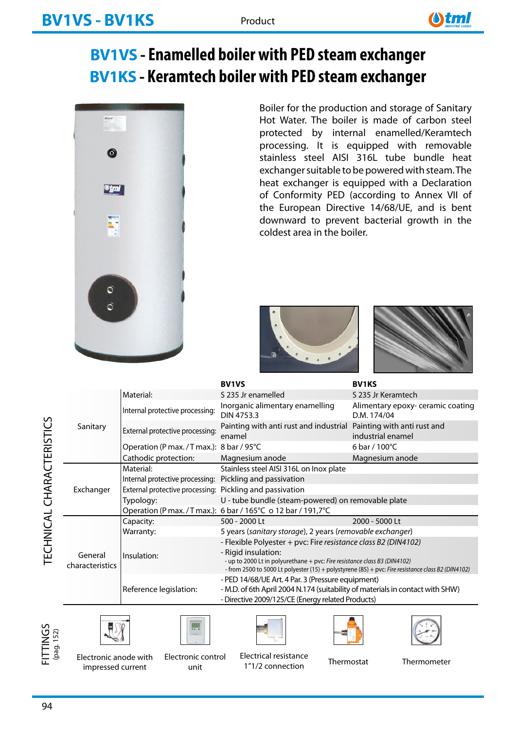# BV1VS - Enamelled boiler with PED steam exchanger
# BV1KS - Keramtech boiler with PED steam exchanger

Boiler for the production and storage of Sanitary Hot Water. The boiler is made of carbon steel protected by internal enamelled/Keramtech processing. It is equipped with removable stainless steel AISI 316L tube bundle heat exchanger suitable to be powered with steam. The heat exchanger is equipped with a Declaration of Conformity PED (according to Annex VII of the European Directive 14/68/UE, and is bent downward to prevent bacterial growth in the coldest area in the boiler.

## TECHNICAL CHARACTERISTICS

| | | BV1VS | BV1KS |
|---|---|---|---|
| Sanitary | Material: | S 235 Jr enamelled | S 235 Jr Keramtech |
| | Internal protective processing: | Inorganic alimentary enamelling DIN 4753.3 | Alimentary epoxy- ceramic coating D.M. 174/04 |
| | External protective processing: | Painting with anti rust and industrial enamel | Painting with anti rust and industrial enamel |
| | Operation (P max. / T max.): | 8 bar / 95°C | 6 bar / 100°C |
| | Cathodic protection: | Magnesium anode | Magnesium anode |
| Exchanger | Material: | Stainless steel AISI 316L on Inox plate | |
| | Internal protective processing: | Pickling and passivation | |
| | External protective processing: | Pickling and passivation | |
| | Typology: | U - tube bundle (steam-powered) on removable plate | |
| | Operation (P max. / T max.): | 6 bar / 165°C o 12 bar / 191,7°C | |
| General characteristics | Capacity: | 500 - 2000 Lt | 2000 - 5000 Lt |
| | Warranty: | 5 years (*sanitary storage*), 2 years (*removable exchanger*) | |
| | Insulation: | - Flexible Polyester + pvc: Fire *resistance class B2 (DIN4102)*<br>- Rigid insulation:<br>- up to 2000 Lt in polyurethane + pvc: *Fire resistance class B3 (DIN4102)*<br>- from 2500 to 5000 Lt polyester (15) + polystyrene (85) + pvc: *Fire resistance class B2 (DIN4102)* | |
| | Reference legislation: | - PED 14/68/UE Art. 4 Par. 3 (Pressure equipment)<br>- M.D. of 6th April 2004 N.174 (suitability of materials in contact with SHW)<br>- Directive 2009/125/CE (Energy related Products) | |

## FITTINGS (pag. 152)

- Electronic anode with impressed current
- Electronic control unit
- Electrical resistance 1"1/2 connection
- Thermostat
- Thermometer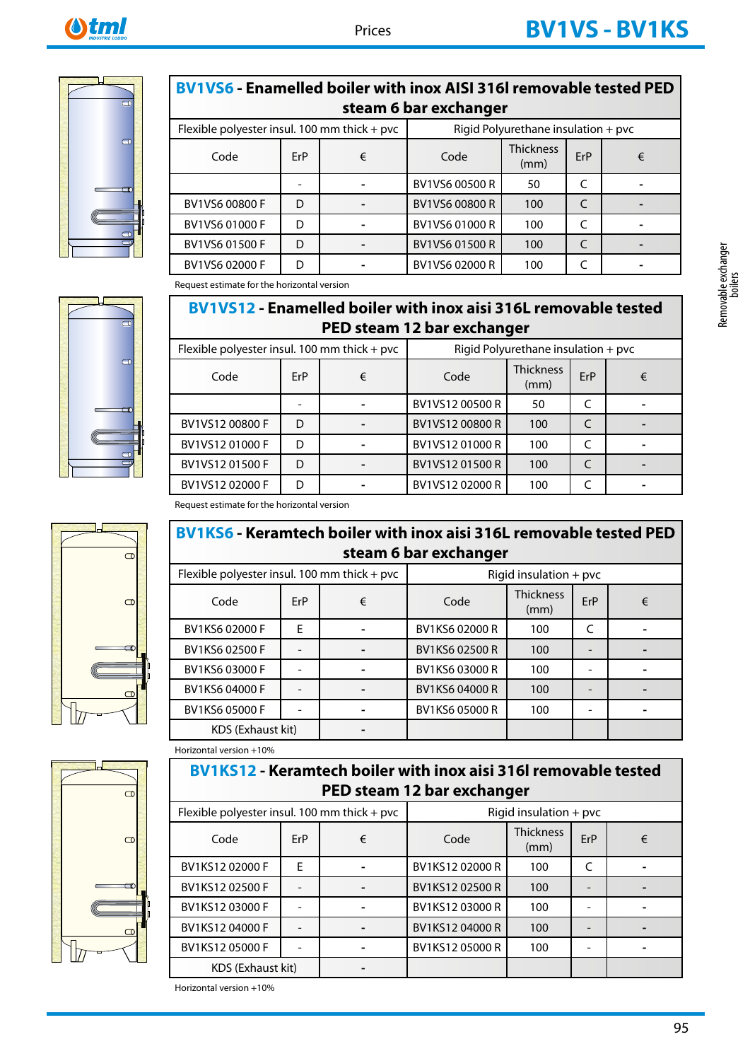## BV1VS6 - Enamelled boiler with inox AISI 316l removable tested PED steam 6 bar exchanger

| Flexible polyester insul. 100 mm thick + pvc | | | Rigid Polyurethane insulation + pvc | | | |
|---|---|---|---|---|---|---|
| Code | ErP | € | Code | Thickness (mm) | ErP | € |
| | - | - | BV1VS6 00500 R | 50 | C | - |
| BV1VS6 00800 F | D | - | BV1VS6 00800 R | 100 | C | - |
| BV1VS6 01000 F | D | - | BV1VS6 01000 R | 100 | C | - |
| BV1VS6 01500 F | D | - | BV1VS6 01500 R | 100 | C | - |
| BV1VS6 02000 F | D | - | BV1VS6 02000 R | 100 | C | - |

Request estimate for the horizontal version

## BV1VS12 - Enamelled boiler with inox aisi 316L removable tested PED steam 12 bar exchanger

| Flexible polyester insul. 100 mm thick + pvc | | | Rigid Polyurethane insulation + pvc | | | |
|---|---|---|---|---|---|---|
| Code | ErP | € | Code | Thickness (mm) | ErP | € |
| | - | - | BV1VS12 00500 R | 50 | C | - |
| BV1VS12 00800 F | D | - | BV1VS12 00800 R | 100 | C | - |
| BV1VS12 01000 F | D | - | BV1VS12 01000 R | 100 | C | - |
| BV1VS12 01500 F | D | - | BV1VS12 01500 R | 100 | C | - |
| BV1VS12 02000 F | D | - | BV1VS12 02000 R | 100 | C | - |

Request estimate for the horizontal version

## BV1KS6 - Keramtech boiler with inox aisi 316L removable tested PED steam 6 bar exchanger

| Flexible polyester insul. 100 mm thick + pvc | | | Rigid insulation + pvc | | | |
|---|---|---|---|---|---|---|
| Code | ErP | € | Code | Thickness (mm) | ErP | € |
| BV1KS6 02000 F | E | - | BV1KS6 02000 R | 100 | C | - |
| BV1KS6 02500 F | - | - | BV1KS6 02500 R | 100 | - | - |
| BV1KS6 03000 F | - | - | BV1KS6 03000 R | 100 | - | - |
| BV1KS6 04000 F | - | - | BV1KS6 04000 R | 100 | - | - |
| BV1KS6 05000 F | - | - | BV1KS6 05000 R | 100 | - | - |
| KDS (Exhaust kit) | | - | | | | |

Horizontal version +10%

## BV1KS12 - Keramtech boiler with inox aisi 316l removable tested PED steam 12 bar exchanger

| Flexible polyester insul. 100 mm thick + pvc | | | Rigid insulation + pvc | | | |
|---|---|---|---|---|---|---|
| Code | ErP | € | Code | Thickness (mm) | ErP | € |
| BV1KS12 02000 F | E | - | BV1KS12 02000 R | 100 | C | - |
| BV1KS12 02500 F | - | - | BV1KS12 02500 R | 100 | - | - |
| BV1KS12 03000 F | - | - | BV1KS12 03000 R | 100 | - | - |
| BV1KS12 04000 F | - | - | BV1KS12 04000 R | 100 | - | - |
| BV1KS12 05000 F | - | - | BV1KS12 05000 R | 100 | - | - |
| KDS (Exhaust kit) | | - | | | | |

Horizontal version +10%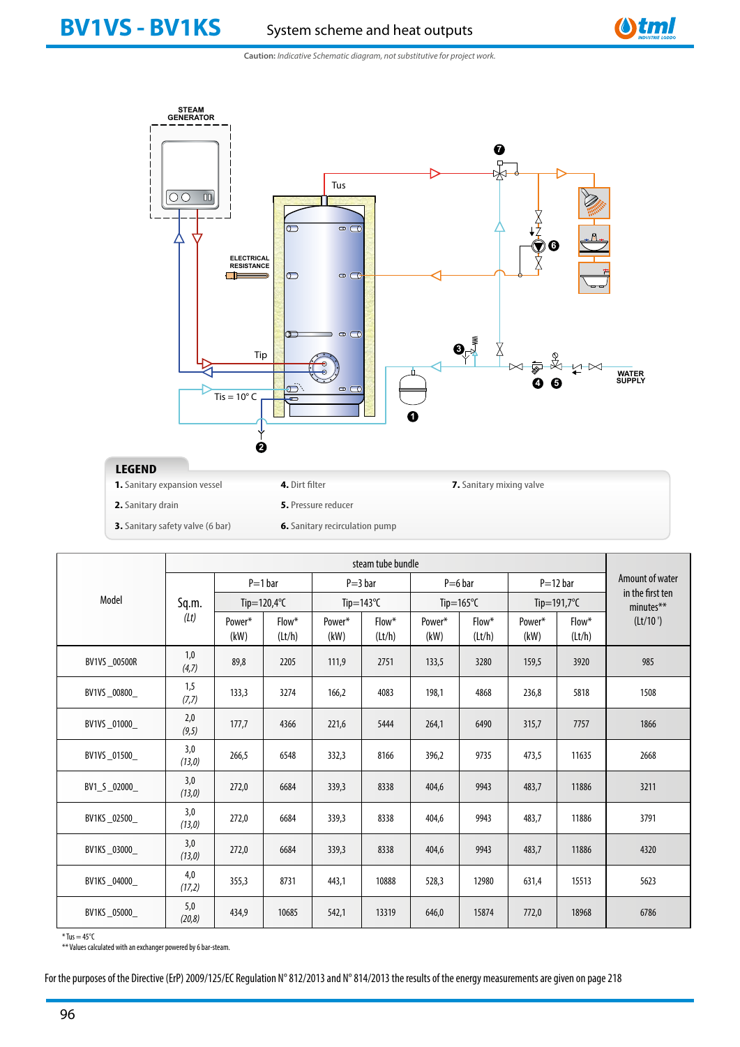# BV1VS - BV1KS

System scheme and heat outputs

**Caution:** *Indicative Schematic diagram, not substitutive for project work.*

STEAM GENERATOR

ELECTRICAL RESISTANCE

Tus

Tip

Tis = 10° C

WATER SUPPLY

## LEGEND

1. Sanitary expansion vessel
2. Sanitary drain
3. Sanitary safety valve (6 bar)
4. Dirt filter
5. Pressure reducer
6. Sanitary recirculation pump
7. Sanitary mixing valve

| Model | Sq.m. (Lt) | steam tube bundle | | | | | | | | Amount of water in the first ten minutes** (Lt/10 ') |
|---|---|---|---|---|---|---|---|---|---|---|
| | | P=1 bar | | P=3 bar | | P=6 bar | | P=12 bar | | |
| | | Tip=120,4°C | | Tip=143°C | | Tip=165°C | | Tip=191,7°C | | |
| | | Power* (kW) | Flow* (Lt/h) | Power* (kW) | Flow* (Lt/h) | Power* (kW) | Flow* (Lt/h) | Power* (kW) | Flow* (Lt/h) | |
| BV1VS _00500R | 1,0 (4,7) | 89,8 | 2205 | 111,9 | 2751 | 133,5 | 3280 | 159,5 | 3920 | 985 |
| BV1VS _00800_ | 1,5 (7,7) | 133,3 | 3274 | 166,2 | 4083 | 198,1 | 4868 | 236,8 | 5818 | 1508 |
| BV1VS _01000_ | 2,0 (9,5) | 177,7 | 4366 | 221,6 | 5444 | 264,1 | 6490 | 315,7 | 7757 | 1866 |
| BV1VS _01500_ | 3,0 (13,0) | 266,5 | 6548 | 332,3 | 8166 | 396,2 | 9735 | 473,5 | 11635 | 2668 |
| BV1_S _02000_ | 3,0 (13,0) | 272,0 | 6684 | 339,3 | 8338 | 404,6 | 9943 | 483,7 | 11886 | 3211 |
| BV1KS _02500_ | 3,0 (13,0) | 272,0 | 6684 | 339,3 | 8338 | 404,6 | 9943 | 483,7 | 11886 | 3791 |
| BV1KS _03000_ | 3,0 (13,0) | 272,0 | 6684 | 339,3 | 8338 | 404,6 | 9943 | 483,7 | 11886 | 4320 |
| BV1KS _04000_ | 4,0 (17,2) | 355,3 | 8731 | 443,1 | 10888 | 528,3 | 12980 | 631,4 | 15513 | 5623 |
| BV1KS _05000_ | 5,0 (20,8) | 434,9 | 10685 | 542,1 | 13319 | 646,0 | 15874 | 772,0 | 18968 | 6786 |

* Tus = 45°C
** Values calculated with an exchanger powered by 6 bar-steam.

For the purposes of the Directive (ErP) 2009/125/EC Regulation N° 812/2013 and N° 814/2013 the results of the energy measurements are given on page 218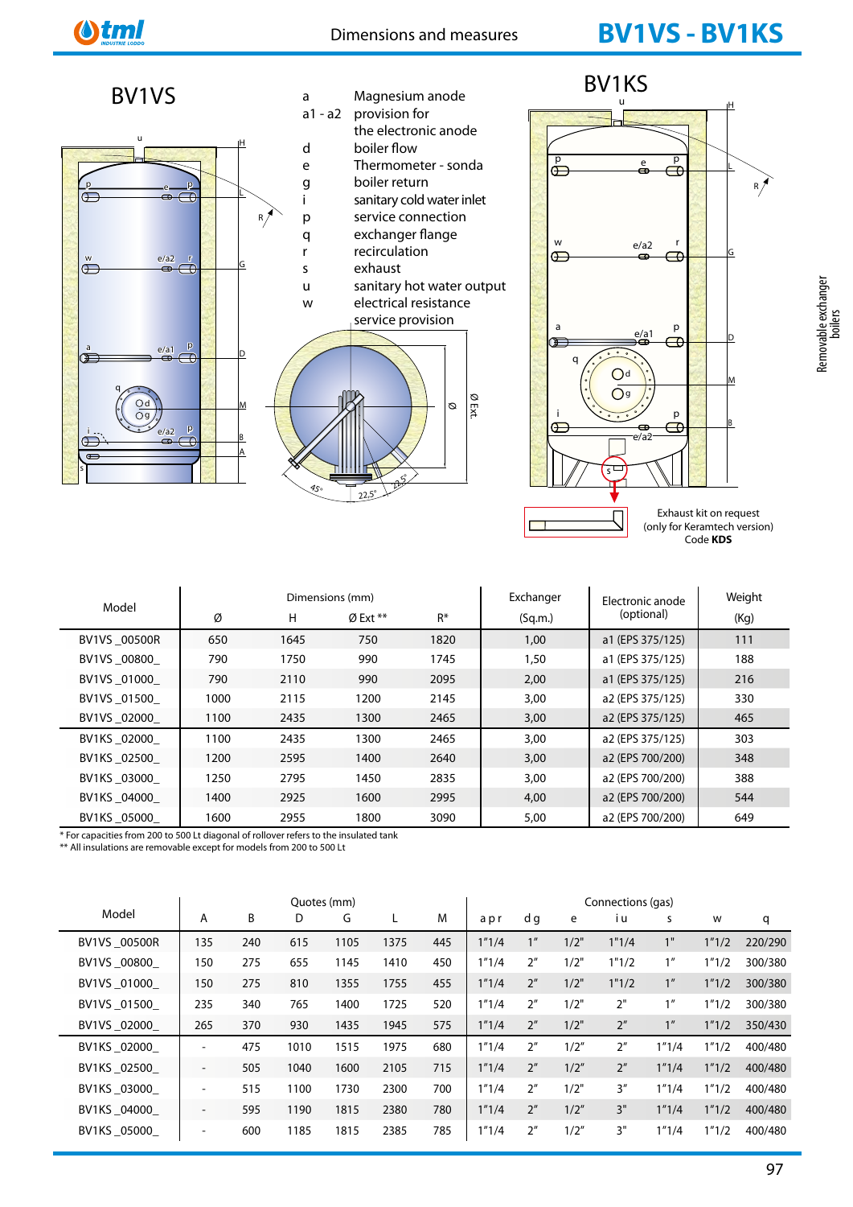# BV1VS - BV1KS

## Dimensions and measures

### BV1VS

### BV1KS

- a — Magnesium anode
- a1 - a2 — provision for the electronic anode
- d — boiler flow
- e — Thermometer - sonda
- g — boiler return
- i — sanitary cold water inlet
- p — service connection
- q — exchanger flange
- r — recirculation
- s — exhaust
- u — sanitary hot water output
- w — electrical resistance service provision

Exhaust kit on request (only for Keramtech version) Code **KDS**

| Model | Dimensions (mm) | | | | Exchanger | Electronic anode (optional) | Weight |
|---|---|---|---|---|---|---|---|
| | Ø | H | Ø Ext ** | R* | (Sq.m.) | | (Kg) |
| BV1VS _00500R | 650 | 1645 | 750 | 1820 | 1,00 | a1 (EPS 375/125) | 111 |
| BV1VS _00800_ | 790 | 1750 | 990 | 1745 | 1,50 | a1 (EPS 375/125) | 188 |
| BV1VS _01000_ | 790 | 2110 | 990 | 2095 | 2,00 | a1 (EPS 375/125) | 216 |
| BV1VS _01500_ | 1000 | 2115 | 1200 | 2145 | 3,00 | a2 (EPS 375/125) | 330 |
| BV1VS _02000_ | 1100 | 2435 | 1300 | 2465 | 3,00 | a2 (EPS 375/125) | 465 |
| BV1KS _02000_ | 1100 | 2435 | 1300 | 2465 | 3,00 | a2 (EPS 375/125) | 303 |
| BV1KS _02500_ | 1200 | 2595 | 1400 | 2640 | 3,00 | a2 (EPS 700/200) | 348 |
| BV1KS _03000_ | 1250 | 2795 | 1450 | 2835 | 3,00 | a2 (EPS 700/200) | 388 |
| BV1KS _04000_ | 1400 | 2925 | 1600 | 2995 | 4,00 | a2 (EPS 700/200) | 544 |
| BV1KS _05000_ | 1600 | 2955 | 1800 | 3090 | 5,00 | a2 (EPS 700/200) | 649 |

\* For capacities from 200 to 500 Lt diagonal of rollover refers to the insulated tank
** All insulations are removable except for models from 200 to 500 Lt

| Model | Quotes (mm) | | | | | | Connections (gas) | | | | | | |
|---|---|---|---|---|---|---|---|---|---|---|---|---|---|
| | A | B | D | G | L | M | a p r | d g | e | i u | s | w | q |
| BV1VS _00500R | 135 | 240 | 615 | 1105 | 1375 | 445 | 1"1/4 | 1" | 1/2" | 1"1/4 | 1" | 1"1/2 | 220/290 |
| BV1VS _00800_ | 150 | 275 | 655 | 1145 | 1410 | 450 | 1"1/4 | 2" | 1/2" | 1"1/2 | 1" | 1"1/2 | 300/380 |
| BV1VS _01000_ | 150 | 275 | 810 | 1355 | 1755 | 455 | 1"1/4 | 2" | 1/2" | 1"1/2 | 1" | 1"1/2 | 300/380 |
| BV1VS _01500_ | 235 | 340 | 765 | 1400 | 1725 | 520 | 1"1/4 | 2" | 1/2" | 2" | 1" | 1"1/2 | 300/380 |
| BV1VS _02000_ | 265 | 370 | 930 | 1435 | 1945 | 575 | 1"1/4 | 2" | 1/2" | 2" | 1" | 1"1/2 | 350/430 |
| BV1KS _02000_ | - | 475 | 1010 | 1515 | 1975 | 680 | 1"1/4 | 2" | 1/2" | 2" | 1"1/4 | 1"1/2 | 400/480 |
| BV1KS _02500_ | - | 505 | 1040 | 1600 | 2105 | 715 | 1"1/4 | 2" | 1/2" | 2" | 1"1/4 | 1"1/2 | 400/480 |
| BV1KS _03000_ | - | 515 | 1100 | 1730 | 2300 | 700 | 1"1/4 | 2" | 1/2" | 3" | 1"1/4 | 1"1/2 | 400/480 |
| BV1KS _04000_ | - | 595 | 1190 | 1815 | 2380 | 780 | 1"1/4 | 2" | 1/2" | 3" | 1"1/4 | 1"1/2 | 400/480 |
| BV1KS _05000_ | - | 600 | 1185 | 1815 | 2385 | 785 | 1"1/4 | 2" | 1/2" | 3" | 1"1/4 | 1"1/2 | 400/480 |